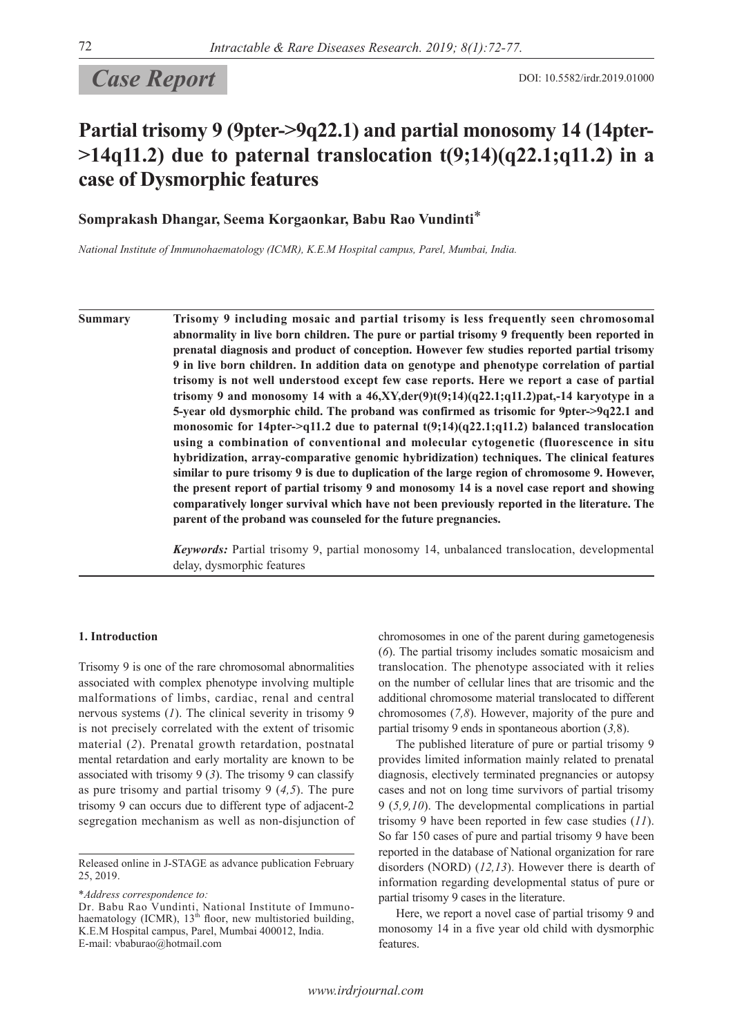*Case Report*

DOI: 10.5582/irdr.2019.01000

# Partial trisomy 9 (9pter->9q22.1) and partial monosomy 14 (14pter->14q11.2) due to paternal translocation t(9;14)(q22.1;q11.2) in a case of Dysmorphic features

**Somprakash Dhangar, Seema Korgaonkar, Babu Rao Vundinti***

*National Institute of Immunohaematology (ICMR), K.E.M Hospital campus, Parel, Mumbai, India.*

**Summary** **Trisomy 9 including mosaic and partial trisomy is less frequently seen chromosomal abnormality in live born children. The pure or partial trisomy 9 frequently been reported in prenatal diagnosis and product of conception. However few studies reported partial trisomy 9 in live born children. In addition data on genotype and phenotype correlation of partial trisomy is not well understood except few case reports. Here we report a case of partial trisomy 9 and monosomy 14 with a 46,XY,der(9)t(9;14)(q22.1;q11.2)pat,-14 karyotype in a 5-year old dysmorphic child. The proband was confirmed as trisomic for 9pter->9q22.1 and monosomic for 14pter->q11.2 due to paternal t(9;14)(q22.1;q11.2) balanced translocation using a combination of conventional and molecular cytogenetic (fluorescence in situ hybridization, array-comparative genomic hybridization) techniques. The clinical features similar to pure trisomy 9 is due to duplication of the large region of chromosome 9. However, the present report of partial trisomy 9 and monosomy 14 is a novel case report and showing comparatively longer survival which have not been previously reported in the literature. The parent of the proband was counseled for the future pregnancies.**

*Keywords:* Partial trisomy 9, partial monosomy 14, unbalanced translocation, developmental delay, dysmorphic features

## 1. Introduction

Trisomy 9 is one of the rare chromosomal abnormalities associated with complex phenotype involving multiple malformations of limbs, cardiac, renal and central nervous systems (*1*). The clinical severity in trisomy 9 is not precisely correlated with the extent of trisomic material (*2*). Prenatal growth retardation, postnatal mental retardation and early mortality are known to be associated with trisomy 9 (*3*). The trisomy 9 can classify as pure trisomy and partial trisomy 9 (*4,5*). The pure trisomy 9 can occurs due to different type of adjacent-2 segregation mechanism as well as non-disjunction of chromosomes in one of the parent during gametogenesis (*6*). The partial trisomy includes somatic mosaicism and translocation. The phenotype associated with it relies on the number of cellular lines that are trisomic and the additional chromosome material translocated to different chromosomes (*7,8*). However, majority of the pure and partial trisomy 9 ends in spontaneous abortion (*3,8*).

The published literature of pure or partial trisomy 9 provides limited information mainly related to prenatal diagnosis, electively terminated pregnancies or autopsy cases and not on long time survivors of partial trisomy 9 (*5,9,10*). The developmental complications in partial trisomy 9 have been reported in few case studies (*11*). So far 150 cases of pure and partial trisomy 9 have been reported in the database of National organization for rare disorders (NORD) (*12,13*). However there is dearth of information regarding developmental status of pure or partial trisomy 9 cases in the literature.

Here, we report a novel case of partial trisomy 9 and monosomy 14 in a five year old child with dysmorphic features.

Released online in J-STAGE as advance publication February 25, 2019.

**Address correspondence to:*
Dr. Babu Rao Vundinti, National Institute of Immunohaematology (ICMR), 13th floor, new multistoried building, K.E.M Hospital campus, Parel, Mumbai 400012, India.
E-mail: vbaburao@hotmail.com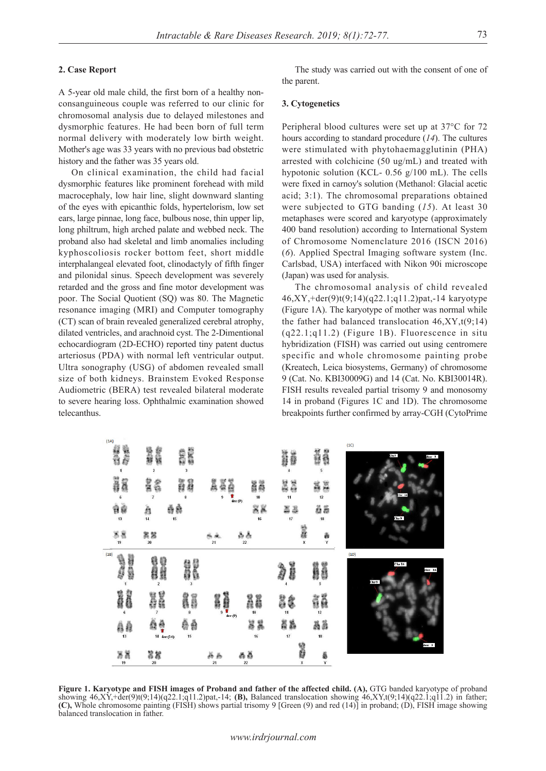## 2. Case Report

A 5-year old male child, the first born of a healthy non-consanguineous couple was referred to our clinic for chromosomal analysis due to delayed milestones and dysmorphic features. He had been born of full term normal delivery with moderately low birth weight. Mother's age was 33 years with no previous bad obstetric history and the father was 35 years old.

On clinical examination, the child had facial dysmorphic features like prominent forehead with mild macrocephaly, low hair line, slight downward slanting of the eyes with epicanthic folds, hypertelorism, low set ears, large pinnae, long face, bulbous nose, thin upper lip, long philtrum, high arched palate and webbed neck. The proband also had skeletal and limb anomalies including kyphoscoliosis rocker bottom feet, short middle interphalangeal elevated foot, clinodactyly of fifth finger and pilonidal sinus. Speech development was severely retarded and the gross and fine motor development was poor. The Social Quotient (SQ) was 80. The Magnetic resonance imaging (MRI) and Computer tomography (CT) scan of brain revealed generalized cerebral atrophy, dilated ventricles, and arachnoid cyst. The 2-Dimentional echocardiogram (2D-ECHO) reported tiny patent ductus arteriosus (PDA) with normal left ventricular output. Ultra sonography (USG) of abdomen revealed small size of both kidneys. Brainstem Evoked Response Audiometric (BERA) test revealed bilateral moderate to severe hearing loss. Ophthalmic examination showed telecanthus.

The study was carried out with the consent of one of the parent.

## 3. Cytogenetics

Peripheral blood cultures were set up at 37°C for 72 hours according to standard procedure (*14*). The cultures were stimulated with phytohaemagglutinin (PHA) arrested with colchicine (50 ug/mL) and treated with hypotonic solution (KCL- 0.56 g/100 mL). The cells were fixed in carnoy's solution (Methanol: Glacial acetic acid; 3:1). The chromosomal preparations obtained were subjected to GTG banding (*15*). At least 30 metaphases were scored and karyotype (approximately 400 band resolution) according to International System of Chromosome Nomenclature 2016 (ISCN 2016) (*6*). Applied Spectral Imaging software system (Inc. Carlsbad, USA) interfaced with Nikon 90i microscope (Japan) was used for analysis.

The chromosomal analysis of child revealed 46,XY,+der(9)t(9;14)(q22.1;q11.2)pat,-14 karyotype (Figure 1A). The karyotype of mother was normal while the father had balanced translocation 46,XY,t(9;14)(q22.1;q11.2) (Figure 1B). Fluorescence in situ hybridization (FISH) was carried out using centromere specific and whole chromosome painting probe (Kreatech, Leica biosystems, Germany) of chromosome 9 (Cat. No. KBI30009G) and 14 (Cat. No. KBI30014R). FISH results revealed partial trisomy 9 and monosomy 14 in proband (Figures 1C and 1D). The chromosome breakpoints further confirmed by array-CGH (CytoPrime

**Figure 1. Karyotype and FISH images of Proband and father of the affected child. (A),** GTG banded karyotype of proband showing 46,XY,+der(9)t(9;14)(q22.1;q11.2)pat,-14; **(B),** Balanced translocation showing 46,XY,t(9;14)(q22.1;q11.2) in father; **(C),** Whole chromosome painting (FISH) shows partial trisomy 9 [Green (9) and red (14)] in proband; (D), FISH image showing balanced translocation in father.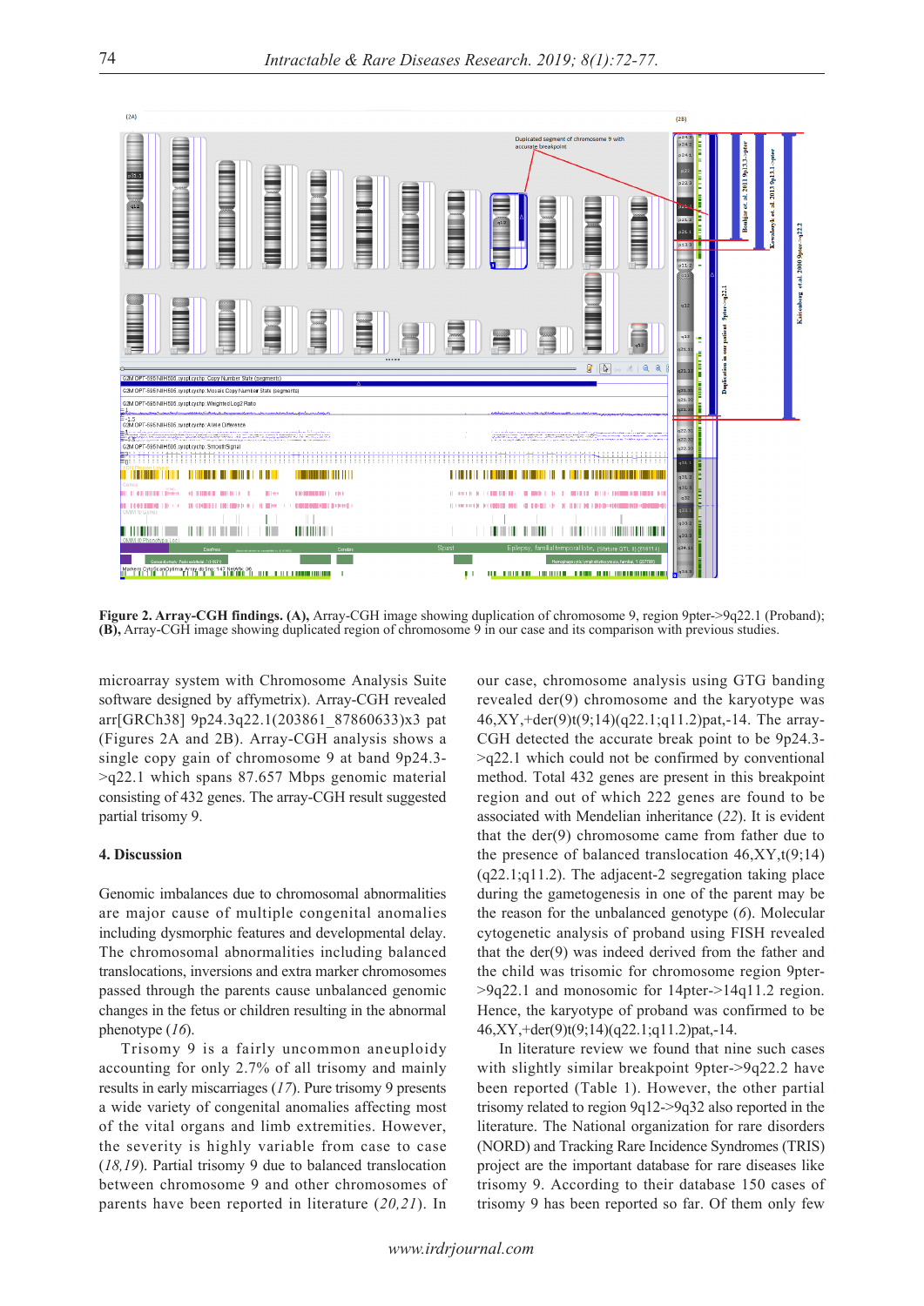**Figure 2. Array-CGH findings. (A),** Array-CGH image showing duplication of chromosome 9, region 9pter->9q22.1 (Proband); **(B),** Array-CGH image showing duplicated region of chromosome 9 in our case and its comparison with previous studies.

microarray system with Chromosome Analysis Suite software designed by affymetrix). Array-CGH revealed arr[GRCh38] 9p24.3q22.1(203861_87860633)x3 pat (Figures 2A and 2B). Array-CGH analysis shows a single copy gain of chromosome 9 at band 9p24.3->q22.1 which spans 87.657 Mbps genomic material consisting of 432 genes. The array-CGH result suggested partial trisomy 9.

## 4. Discussion

Genomic imbalances due to chromosomal abnormalities are major cause of multiple congenital anomalies including dysmorphic features and developmental delay. The chromosomal abnormalities including balanced translocations, inversions and extra marker chromosomes passed through the parents cause unbalanced genomic changes in the fetus or children resulting in the abnormal phenotype (*16*).

Trisomy 9 is a fairly uncommon aneuploidy accounting for only 2.7% of all trisomy and mainly results in early miscarriages (*17*). Pure trisomy 9 presents a wide variety of congenital anomalies affecting most of the vital organs and limb extremities. However, the severity is highly variable from case to case (*18,19*). Partial trisomy 9 due to balanced translocation between chromosome 9 and other chromosomes of parents have been reported in literature (*20,21*). In our case, chromosome analysis using GTG banding revealed der(9) chromosome and the karyotype was 46,XY,+der(9)t(9;14)(q22.1;q11.2)pat,-14. The array-CGH detected the accurate break point to be 9p24.3->q22.1 which could not be confirmed by conventional method. Total 432 genes are present in this breakpoint region and out of which 222 genes are found to be associated with Mendelian inheritance (*22*). It is evident that the der(9) chromosome came from father due to the presence of balanced translocation 46,XY,t(9;14)(q22.1;q11.2). The adjacent-2 segregation taking place during the gametogenesis in one of the parent may be the reason for the unbalanced genotype (*6*). Molecular cytogenetic analysis of proband using FISH revealed that the der(9) was indeed derived from the father and the child was trisomic for chromosome region 9pter->9q22.1 and monosomic for 14pter->14q11.2 region. Hence, the karyotype of proband was confirmed to be 46,XY,+der(9)t(9;14)(q22.1;q11.2)pat,-14.

In literature review we found that nine such cases with slightly similar breakpoint 9pter->9q22.2 have been reported (Table 1). However, the other partial trisomy related to region 9q12->9q32 also reported in the literature. The National organization for rare disorders (NORD) and Tracking Rare Incidence Syndromes (TRIS) project are the important database for rare diseases like trisomy 9. According to their database 150 cases of trisomy 9 has been reported so far. Of them only few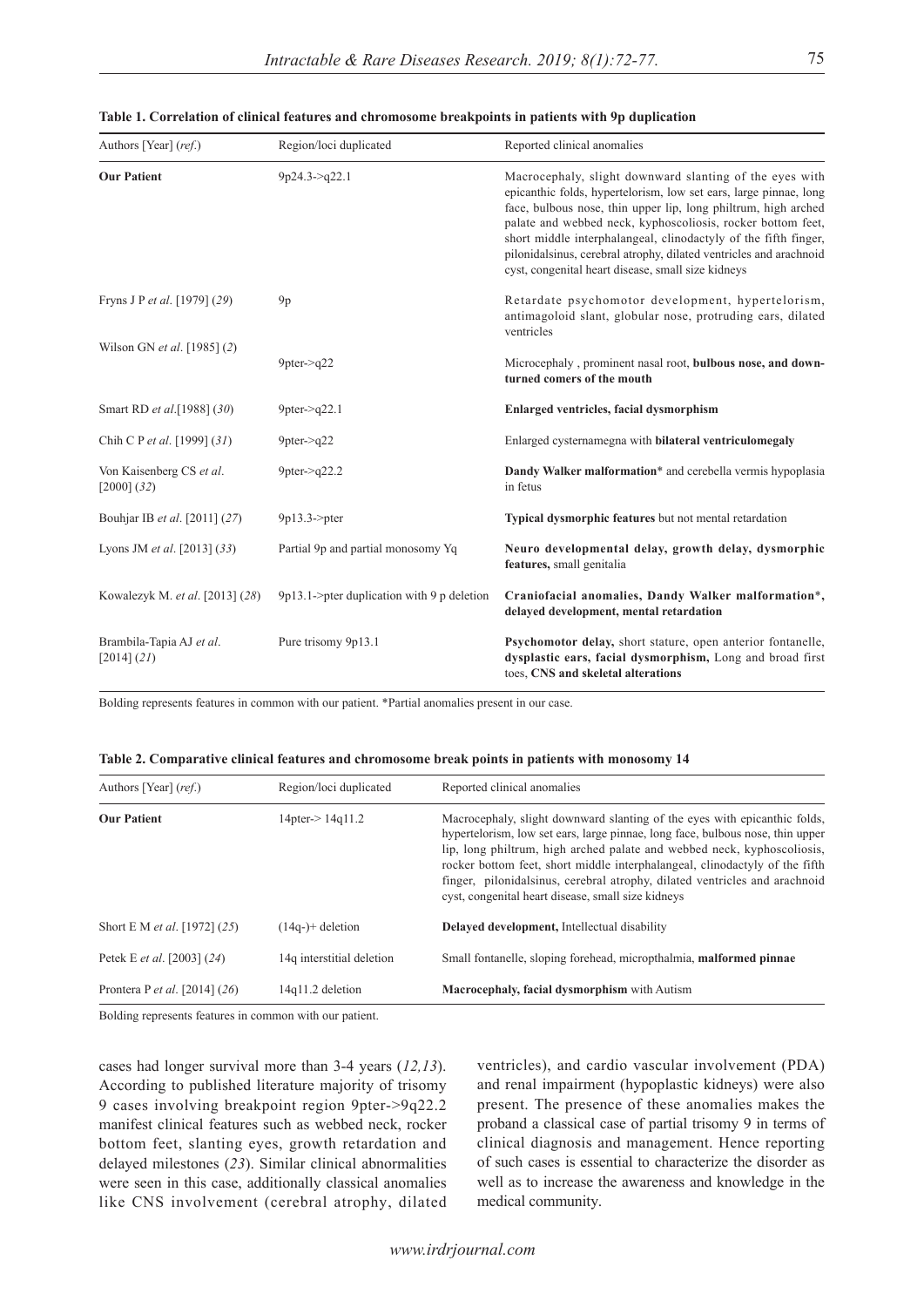**Table 1. Correlation of clinical features and chromosome breakpoints in patients with 9p duplication**

| Authors [Year] (*ref.*) | Region/loci duplicated | Reported clinical anomalies |
|---|---|---|
| **Our Patient** | 9p24.3->q22.1 | Macrocephaly, slight downward slanting of the eyes with epicanthic folds, hypertelorism, low set ears, large pinnae, long face, bulbous nose, thin upper lip, long philtrum, high arched palate and webbed neck, kyphoscoliosis, rocker bottom feet, short middle interphalangeal, clinodactyly of the fifth finger, pilonidalsinus, cerebral atrophy, dilated ventricles and arachnoid cyst, congenital heart disease, small size kidneys |
| Fryns J P *et al*. [1979] (*29*) | 9p | Retardate psychomotor development, hypertelorism, antimagoloid slant, globular nose, protruding ears, dilated ventricles |
| Wilson GN *et al*. [1985] (*2*) | 9pter->q22 | Microcephaly , prominent nasal root, **bulbous nose, and down-turned comers of the mouth** |
| Smart RD *et al*.[1988] (*30*) | 9pter->q22.1 | **Enlarged ventricles, facial dysmorphism** |
| Chih C P *et al*. [1999] (*31*) | 9pter->q22 | Enlarged cysternamegna with **bilateral ventriculomegaly** |
| Von Kaisenberg CS *et al*. [2000] (*32*) | 9pter->q22.2 | **Dandy Walker malformation*** and cerebella vermis hypoplasia in fetus |
| Bouhjar IB *et al*. [2011] (*27*) | 9p13.3->pter | **Typical dysmorphic features** but not mental retardation |
| Lyons JM *et al*. [2013] (*33*) | Partial 9p and partial monosomy Yq | **Neuro developmental delay, growth delay, dysmorphic features,** small genitalia |
| Kowalezyk M. *et al*. [2013] (*28*) | 9p13.1->pter duplication with 9 p deletion | **Craniofacial anomalies, Dandy Walker malformation*, delayed development, mental retardation** |
| Brambila-Tapia AJ *et al*. [2014] (*21*) | Pure trisomy 9p13.1 | **Psychomotor delay,** short stature, open anterior fontanelle, **dysplastic ears, facial dysmorphism,** Long and broad first toes, **CNS and skeletal alterations** |

Bolding represents features in common with our patient. *Partial anomalies present in our case.

**Table 2. Comparative clinical features and chromosome break points in patients with monosomy 14**

| Authors [Year] (*ref.*) | Region/loci duplicated | Reported clinical anomalies |
|---|---|---|
| **Our Patient** | 14pter-> 14q11.2 | Macrocephaly, slight downward slanting of the eyes with epicanthic folds, hypertelorism, low set ears, large pinnae, long face, bulbous nose, thin upper lip, long philtrum, high arched palate and webbed neck, kyphoscoliosis, rocker bottom feet, short middle interphalangeal, clinodactyly of the fifth finger, pilonidalsinus, cerebral atrophy, dilated ventricles and arachnoid cyst, congenital heart disease, small size kidneys |
| Short E M *et al*. [1972] (*25*) | (14q-)+ deletion | **Delayed development,** Intellectual disability |
| Petek E *et al*. [2003] (*24*) | 14q interstitial deletion | Small fontanelle, sloping forehead, micropthalmia, **malformed pinnae** |
| Prontera P *et al*. [2014] (*26*) | 14q11.2 deletion | **Macrocephaly, facial dysmorphism** with Autism |

Bolding represents features in common with our patient.

cases had longer survival more than 3-4 years (*12,13*). According to published literature majority of trisomy 9 cases involving breakpoint region 9pter->9q22.2 manifest clinical features such as webbed neck, rocker bottom feet, slanting eyes, growth retardation and delayed milestones (*23*). Similar clinical abnormalities were seen in this case, additionally classical anomalies like CNS involvement (cerebral atrophy, dilated ventricles), and cardio vascular involvement (PDA) and renal impairment (hypoplastic kidneys) were also present. The presence of these anomalies makes the proband a classical case of partial trisomy 9 in terms of clinical diagnosis and management. Hence reporting of such cases is essential to characterize the disorder as well as to increase the awareness and knowledge in the medical community.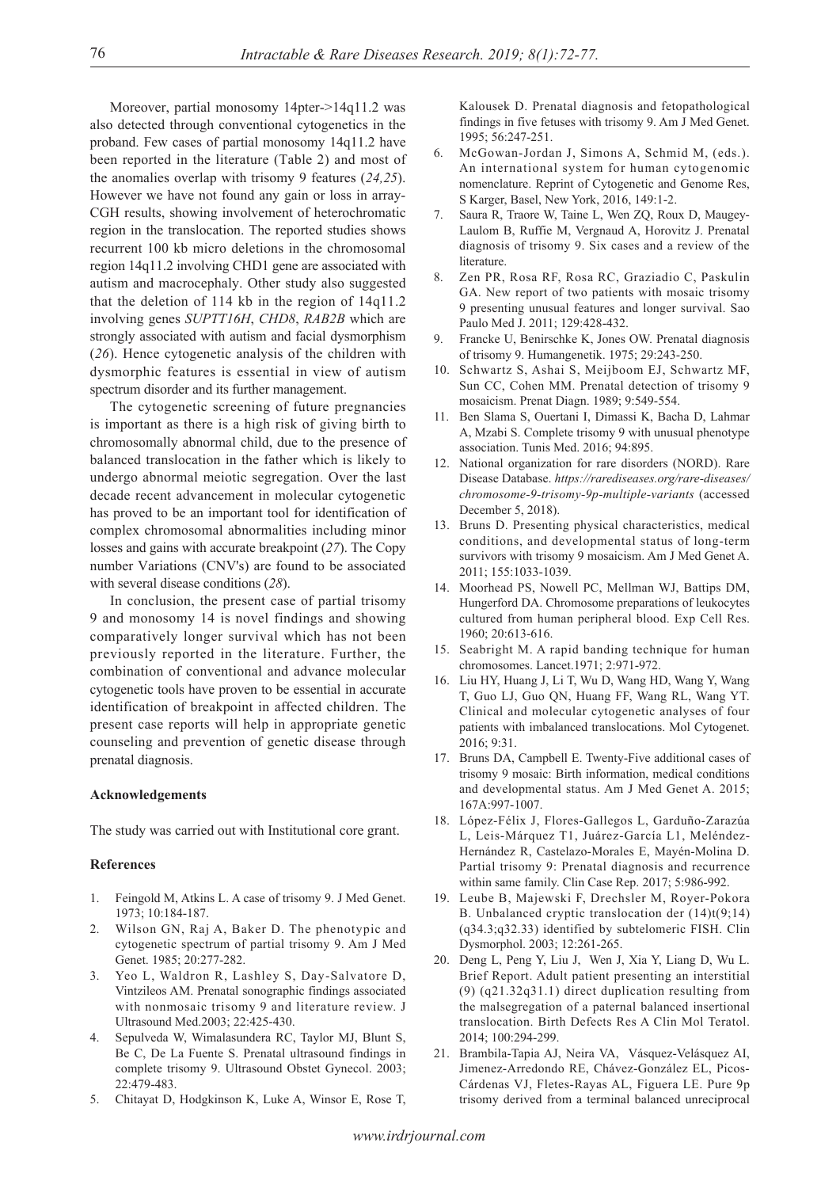Moreover, partial monosomy 14pter->14q11.2 was also detected through conventional cytogenetics in the proband. Few cases of partial monosomy 14q11.2 have been reported in the literature (Table 2) and most of the anomalies overlap with trisomy 9 features (*24,25*). However we have not found any gain or loss in array-CGH results, showing involvement of heterochromatic region in the translocation. The reported studies shows recurrent 100 kb micro deletions in the chromosomal region 14q11.2 involving CHD1 gene are associated with autism and macrocephaly. Other study also suggested that the deletion of 114 kb in the region of 14q11.2 involving genes *SUPTT16H*, *CHD8*, *RAB2B* which are strongly associated with autism and facial dysmorphism (*26*). Hence cytogenetic analysis of the children with dysmorphic features is essential in view of autism spectrum disorder and its further management.

The cytogenetic screening of future pregnancies is important as there is a high risk of giving birth to chromosomally abnormal child, due to the presence of balanced translocation in the father which is likely to undergo abnormal meiotic segregation. Over the last decade recent advancement in molecular cytogenetic has proved to be an important tool for identification of complex chromosomal abnormalities including minor losses and gains with accurate breakpoint (*27*). The Copy number Variations (CNV's) are found to be associated with several disease conditions (*28*).

In conclusion, the present case of partial trisomy 9 and monosomy 14 is novel findings and showing comparatively longer survival which has not been previously reported in the literature. Further, the combination of conventional and advance molecular cytogenetic tools have proven to be essential in accurate identification of breakpoint in affected children. The present case reports will help in appropriate genetic counseling and prevention of genetic disease through prenatal diagnosis.

### Acknowledgements

The study was carried out with Institutional core grant.

### References

1. Feingold M, Atkins L. A case of trisomy 9. J Med Genet. 1973; 10:184-187.
2. Wilson GN, Raj A, Baker D. The phenotypic and cytogenetic spectrum of partial trisomy 9. Am J Med Genet. 1985; 20:277-282.
3. Yeo L, Waldron R, Lashley S, Day-Salvatore D, Vintzileos AM. Prenatal sonographic findings associated with nonmosaic trisomy 9 and literature review. J Ultrasound Med.2003; 22:425-430.
4. Sepulveda W, Wimalasundera RC, Taylor MJ, Blunt S, Be C, De La Fuente S. Prenatal ultrasound findings in complete trisomy 9. Ultrasound Obstet Gynecol. 2003; 22:479-483.
5. Chitayat D, Hodgkinson K, Luke A, Winsor E, Rose T, Kalousek D. Prenatal diagnosis and fetopathological findings in five fetuses with trisomy 9. Am J Med Genet. 1995; 56:247-251.
6. McGowan-Jordan J, Simons A, Schmid M, (eds.). An international system for human cytogenomic nomenclature. Reprint of Cytogenetic and Genome Res, S Karger, Basel, New York, 2016, 149:1-2.
7. Saura R, Traore W, Taine L, Wen ZQ, Roux D, Maugey-Laulom B, Ruffie M, Vergnaud A, Horovitz J. Prenatal diagnosis of trisomy 9. Six cases and a review of the literature.
8. Zen PR, Rosa RF, Rosa RC, Graziadio C, Paskulin GA. New report of two patients with mosaic trisomy 9 presenting unusual features and longer survival. Sao Paulo Med J. 2011; 129:428-432.
9. Francke U, Benirschke K, Jones OW. Prenatal diagnosis of trisomy 9. Humangenetik. 1975; 29:243-250.
10. Schwartz S, Ashai S, Meijboom EJ, Schwartz MF, Sun CC, Cohen MM. Prenatal detection of trisomy 9 mosaicism. Prenat Diagn. 1989; 9:549-554.
11. Ben Slama S, Ouertani I, Dimassi K, Bacha D, Lahmar A, Mzabi S. Complete trisomy 9 with unusual phenotype association. Tunis Med. 2016; 94:895.
12. National organization for rare disorders (NORD). Rare Disease Database. *https://rarediseases.org/rare-diseases/chromosome-9-trisomy-9p-multiple-variants* (accessed December 5, 2018).
13. Bruns D. Presenting physical characteristics, medical conditions, and developmental status of long-term survivors with trisomy 9 mosaicism. Am J Med Genet A. 2011; 155:1033-1039.
14. Moorhead PS, Nowell PC, Mellman WJ, Battips DM, Hungerford DA. Chromosome preparations of leukocytes cultured from human peripheral blood. Exp Cell Res. 1960; 20:613-616.
15. Seabright M. A rapid banding technique for human chromosomes. Lancet.1971; 2:971-972.
16. Liu HY, Huang J, Li T, Wu D, Wang HD, Wang Y, Wang T, Guo LJ, Guo QN, Huang FF, Wang RL, Wang YT. Clinical and molecular cytogenetic analyses of four patients with imbalanced translocations. Mol Cytogenet. 2016; 9:31.
17. Bruns DA, Campbell E. Twenty-Five additional cases of trisomy 9 mosaic: Birth information, medical conditions and developmental status. Am J Med Genet A. 2015; 167A:997-1007.
18. López-Félix J, Flores-Gallegos L, Garduño-Zarazúa L, Leis-Márquez T1, Juárez-García L1, Meléndez-Hernández R, Castelazo-Morales E, Mayén-Molina D. Partial trisomy 9: Prenatal diagnosis and recurrence within same family. Clin Case Rep. 2017; 5:986-992.
19. Leube B, Majewski F, Drechsler M, Royer-Pokora B. Unbalanced cryptic translocation der (14)t(9;14)(q34.3;q32.33) identified by subtelomeric FISH. Clin Dysmorphol. 2003; 12:261-265.
20. Deng L, Peng Y, Liu J, Wen J, Xia Y, Liang D, Wu L. Brief Report. Adult patient presenting an interstitial (9) (q21.32q31.1) direct duplication resulting from the malsegregation of a paternal balanced insertional translocation. Birth Defects Res A Clin Mol Teratol. 2014; 100:294-299.
21. Brambila-Tapia AJ, Neira VA, Vásquez-Velásquez AI, Jimenez-Arredondo RE, Chávez-González EL, Picos-Cárdenas VJ, Fletes-Rayas AL, Figuera LE. Pure 9p trisomy derived from a terminal balanced unreciprocal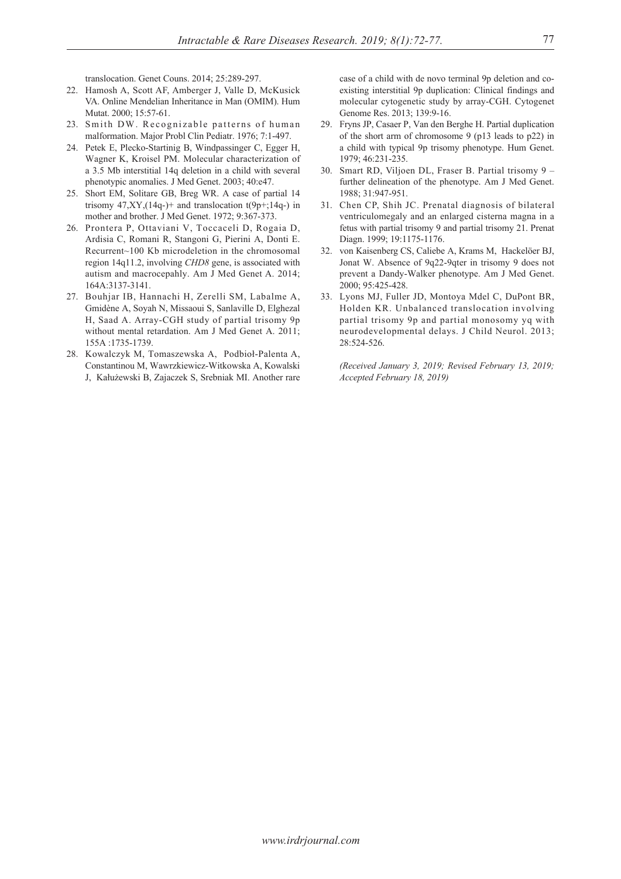translocation. Genet Couns. 2014; 25:289-297.

22. Hamosh A, Scott AF, Amberger J, Valle D, McKusick VA. Online Mendelian Inheritance in Man (OMIM). Hum Mutat. 2000; 15:57-61.
23. Smith DW. Recognizable patterns of human malformation. Major Probl Clin Pediatr. 1976; 7:1-497.
24. Petek E, Plecko-Startinig B, Windpassinger C, Egger H, Wagner K, Kroisel PM. Molecular characterization of a 3.5 Mb interstitial 14q deletion in a child with several phenotypic anomalies. J Med Genet. 2003; 40:e47.
25. Short EM, Solitare GB, Breg WR. A case of partial 14 trisomy 47,XY,(14q-)+ and translocation t(9p+;14q-) in mother and brother. J Med Genet. 1972; 9:367-373.
26. Prontera P, Ottaviani V, Toccaceli D, Rogaia D, Ardisia C, Romani R, Stangoni G, Pierini A, Donti E. Recurrent~100 Kb microdeletion in the chromosomal region 14q11.2, involving *CHD8* gene, is associated with autism and macrocepahly. Am J Med Genet A. 2014; 164A:3137-3141.
27. Bouhjar IB, Hannachi H, Zerelli SM, Labalme A, Gmidène A, Soyah N, Missaoui S, Sanlaville D, Elghezal H, Saad A. Array-CGH study of partial trisomy 9p without mental retardation. Am J Med Genet A. 2011; 155A :1735-1739.
28. Kowalczyk M, Tomaszewska A, Podbioł-Palenta A, Constantinou M, Wawrzkiewicz-Witkowska A, Kowalski J, Kałużewski B, Zajaczek S, Srebniak MI. Another rare case of a child with de novo terminal 9p deletion and co-existing interstitial 9p duplication: Clinical findings and molecular cytogenetic study by array-CGH. Cytogenet Genome Res. 2013; 139:9-16.
29. Fryns JP, Casaer P, Van den Berghe H. Partial duplication of the short arm of chromosome 9 (p13 leads to p22) in a child with typical 9p trisomy phenotype. Hum Genet. 1979; 46:231-235.
30. Smart RD, Viljoen DL, Fraser B. Partial trisomy 9 – further delineation of the phenotype. Am J Med Genet. 1988; 31:947-951.
31. Chen CP, Shih JC. Prenatal diagnosis of bilateral ventriculomegaly and an enlarged cisterna magna in a fetus with partial trisomy 9 and partial trisomy 21. Prenat Diagn. 1999; 19:1175-1176.
32. von Kaisenberg CS, Caliebe A, Krams M, Hackelöer BJ, Jonat W. Absence of 9q22-9qter in trisomy 9 does not prevent a Dandy-Walker phenotype. Am J Med Genet. 2000; 95:425-428.
33. Lyons MJ, Fuller JD, Montoya Mdel C, DuPont BR, Holden KR. Unbalanced translocation involving partial trisomy 9p and partial monosomy yq with neurodevelopmental delays. J Child Neurol. 2013; 28:524-526.

*(Received January 3, 2019; Revised February 13, 2019; Accepted February 18, 2019)*